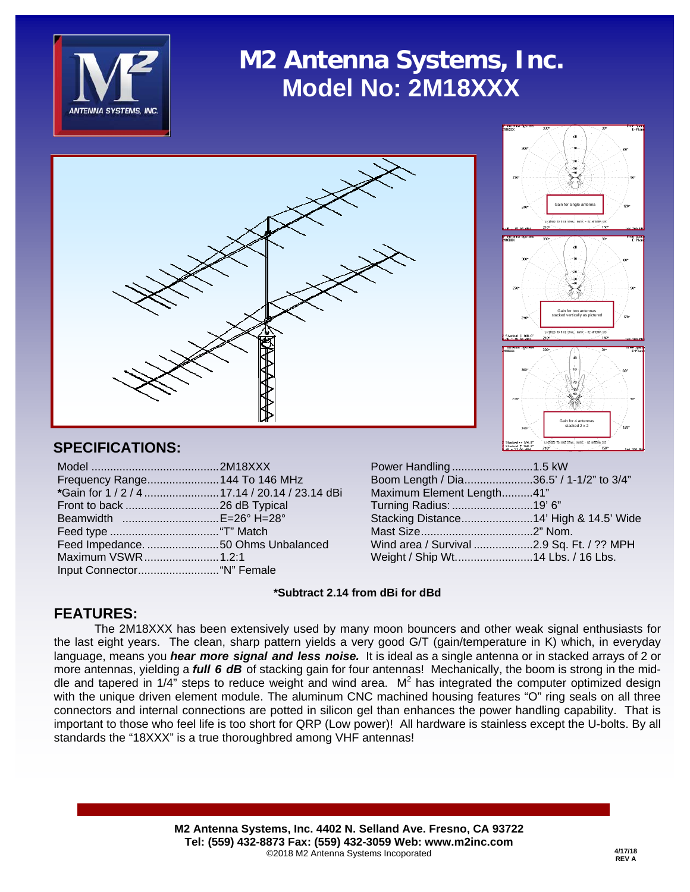# M2 Antenna Systems, Inc.
## Model No: 2M18XXX

## SPECIFICATIONS:

| Specification | Value |
|---|---|
| Model | 2M18XXX |
| Frequency Range | 144 To 146 MHz |
| *Gain for 1 / 2 / 4 | 17.14 / 20.14 / 23.14 dBi |
| Front to back | 26 dB Typical |
| Beamwidth | E=26° H=28° |
| Feed type | "T" Match |
| Feed Impedance. | 50 Ohms Unbalanced |
| Maximum VSWR | 1.2:1 |
| Input Connector | "N" Female |
| Power Handling | 1.5 kW |
| Boom Length / Dia | 36.5' / 1-1/2" to 3/4" |
| Maximum Element Length | 41" |
| Turning Radius: | 19' 6" |
| Stacking Distance | 14' High & 14.5' Wide |
| Mast Size | 2" Nom. |
| Wind area / Survival | 2.9 Sq. Ft. / ?? MPH |
| Weight / Ship Wt. | 14 Lbs. / 16 Lbs. |

**\*Subtract 2.14 from dBi for dBd**

## FEATURES:

The 2M18XXX has been extensively used by many moon bouncers and other weak signal enthusiasts for the last eight years. The clean, sharp pattern yields a very good G/T (gain/temperature in K) which, in everyday language, means you ***hear more signal and less noise.*** It is ideal as a single antenna or in stacked arrays of 2 or more antennas, yielding a ***full 6 dB*** of stacking gain for four antennas! Mechanically, the boom is strong in the middle and tapered in 1/4" steps to reduce weight and wind area. $M^2$ has integrated the computer optimized design with the unique driven element module. The aluminum CNC machined housing features "O" ring seals on all three connectors and internal connections are potted in silicon gel than enhances the power handling capability. That is important to those who feel life is too short for QRP (Low power)! All hardware is stainless except the U-bolts. By all standards the "18XXX" is a true thoroughbred among VHF antennas!

**M2 Antenna Systems, Inc. 4402 N. Selland Ave. Fresno, CA 93722**
**Tel: (559) 432-8873 Fax: (559) 432-3059 Web: www.m2inc.com**
©2018 M2 Antenna Systems Incopoated

4/17/18
REV A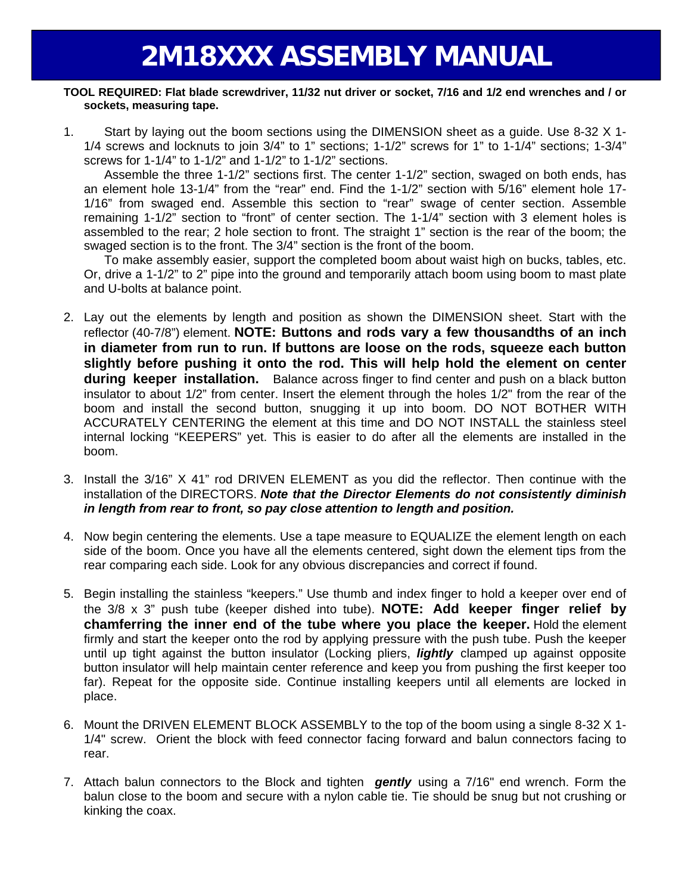# 2M18XXX ASSEMBLY MANUAL

**TOOL REQUIRED: Flat blade screwdriver, 11/32 nut driver or socket, 7/16 and 1/2 end wrenches and / or sockets, measuring tape.**

1. Start by laying out the boom sections using the DIMENSION sheet as a guide. Use 8-32 X 1-1/4 screws and locknuts to join 3/4" to 1" sections; 1-1/2" screws for 1" to 1-1/4" sections; 1-3/4" screws for 1-1/4" to 1-1/2" and 1-1/2" to 1-1/2" sections.

   Assemble the three 1-1/2" sections first. The center 1-1/2" section, swaged on both ends, has an element hole 13-1/4" from the "rear" end. Find the 1-1/2" section with 5/16" element hole 17-1/16" from swaged end. Assemble this section to "rear" swage of center section. Assemble remaining 1-1/2" section to "front" of center section. The 1-1/4" section with 3 element holes is assembled to the rear; 2 hole section to front. The straight 1" section is the rear of the boom; the swaged section is to the front. The 3/4" section is the front of the boom.

   To make assembly easier, support the completed boom about waist high on bucks, tables, etc. Or, drive a 1-1/2" to 2" pipe into the ground and temporarily attach boom using boom to mast plate and U-bolts at balance point.

2. Lay out the elements by length and position as shown the DIMENSION sheet. Start with the reflector (40-7/8") element. **NOTE: Buttons and rods vary a few thousandths of an inch in diameter from run to run. If buttons are loose on the rods, squeeze each button slightly before pushing it onto the rod. This will help hold the element on center during keeper installation.** Balance across finger to find center and push on a black button insulator to about 1/2" from center. Insert the element through the holes 1/2" from the rear of the boom and install the second button, snugging it up into boom. DO NOT BOTHER WITH ACCURATELY CENTERING the element at this time and DO NOT INSTALL the stainless steel internal locking "KEEPERS" yet. This is easier to do after all the elements are installed in the boom.

3. Install the 3/16" X 41" rod DRIVEN ELEMENT as you did the reflector. Then continue with the installation of the DIRECTORS. ***Note that the Director Elements do not consistently diminish in length from rear to front, so pay close attention to length and position.***

4. Now begin centering the elements. Use a tape measure to EQUALIZE the element length on each side of the boom. Once you have all the elements centered, sight down the element tips from the rear comparing each side. Look for any obvious discrepancies and correct if found.

5. Begin installing the stainless "keepers." Use thumb and index finger to hold a keeper over end of the 3/8 x 3" push tube (keeper dished into tube). **NOTE: Add keeper finger relief by chamferring the inner end of the tube where you place the keeper.** Hold the element firmly and start the keeper onto the rod by applying pressure with the push tube. Push the keeper until up tight against the button insulator (Locking pliers, ***lightly*** clamped up against opposite button insulator will help maintain center reference and keep you from pushing the first keeper too far). Repeat for the opposite side. Continue installing keepers until all elements are locked in place.

6. Mount the DRIVEN ELEMENT BLOCK ASSEMBLY to the top of the boom using a single 8-32 X 1-1/4" screw. Orient the block with feed connector facing forward and balun connectors facing to rear.

7. Attach balun connectors to the Block and tighten ***gently*** using a 7/16" end wrench. Form the balun close to the boom and secure with a nylon cable tie. Tie should be snug but not crushing or kinking the coax.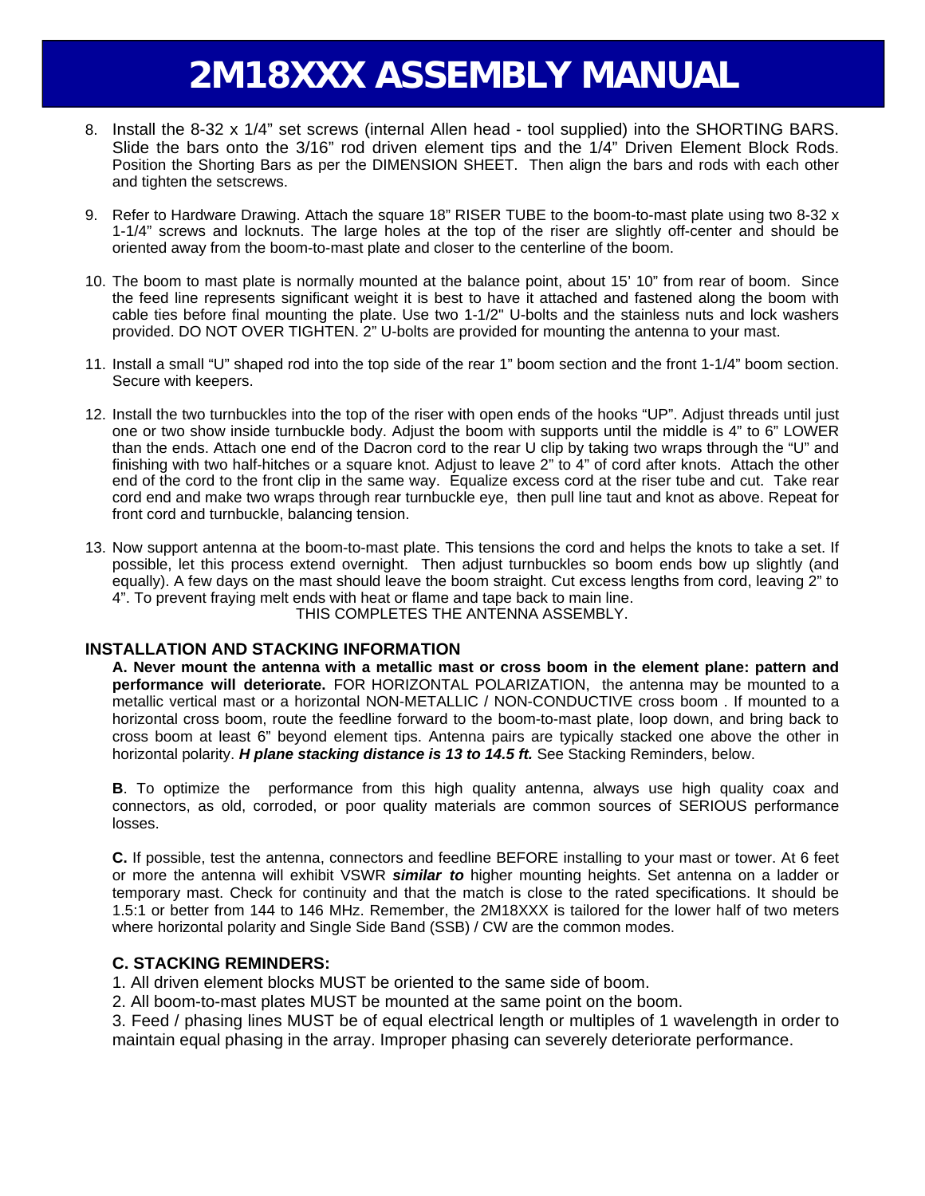# 2M18XXX ASSEMBLY MANUAL

8. Install the 8-32 x 1/4" set screws (internal Allen head - tool supplied) into the SHORTING BARS. Slide the bars onto the 3/16" rod driven element tips and the 1/4" Driven Element Block Rods. Position the Shorting Bars as per the DIMENSION SHEET. Then align the bars and rods with each other and tighten the setscrews.

9. Refer to Hardware Drawing. Attach the square 18" RISER TUBE to the boom-to-mast plate using two 8-32 x 1-1/4" screws and locknuts. The large holes at the top of the riser are slightly off-center and should be oriented away from the boom-to-mast plate and closer to the centerline of the boom.

10. The boom to mast plate is normally mounted at the balance point, about 15' 10" from rear of boom. Since the feed line represents significant weight it is best to have it attached and fastened along the boom with cable ties before final mounting the plate. Use two 1-1/2" U-bolts and the stainless nuts and lock washers provided. DO NOT OVER TIGHTEN. 2" U-bolts are provided for mounting the antenna to your mast.

11. Install a small "U" shaped rod into the top side of the rear 1" boom section and the front 1-1/4" boom section. Secure with keepers.

12. Install the two turnbuckles into the top of the riser with open ends of the hooks "UP". Adjust threads until just one or two show inside turnbuckle body. Adjust the boom with supports until the middle is 4" to 6" LOWER than the ends. Attach one end of the Dacron cord to the rear U clip by taking two wraps through the "U" and finishing with two half-hitches or a square knot. Adjust to leave 2" to 4" of cord after knots. Attach the other end of the cord to the front clip in the same way. Equalize excess cord at the riser tube and cut. Take rear cord end and make two wraps through rear turnbuckle eye, then pull line taut and knot as above. Repeat for front cord and turnbuckle, balancing tension.

13. Now support antenna at the boom-to-mast plate. This tensions the cord and helps the knots to take a set. If possible, let this process extend overnight. Then adjust turnbuckles so boom ends bow up slightly (and equally). A few days on the mast should leave the boom straight. Cut excess lengths from cord, leaving 2" to 4". To prevent fraying melt ends with heat or flame and tape back to main line.

THIS COMPLETES THE ANTENNA ASSEMBLY.

### INSTALLATION AND STACKING INFORMATION

**A. Never mount the antenna with a metallic mast or cross boom in the element plane: pattern and performance will deteriorate.** FOR HORIZONTAL POLARIZATION, the antenna may be mounted to a metallic vertical mast or a horizontal NON-METALLIC / NON-CONDUCTIVE cross boom . If mounted to a horizontal cross boom, route the feedline forward to the boom-to-mast plate, loop down, and bring back to cross boom at least 6" beyond element tips. Antenna pairs are typically stacked one above the other in horizontal polarity. ***H plane stacking distance is 13 to 14.5 ft.*** See Stacking Reminders, below.

**B**. To optimize the performance from this high quality antenna, always use high quality coax and connectors, as old, corroded, or poor quality materials are common sources of SERIOUS performance losses.

**C.** If possible, test the antenna, connectors and feedline BEFORE installing to your mast or tower. At 6 feet or more the antenna will exhibit VSWR ***similar to*** higher mounting heights. Set antenna on a ladder or temporary mast. Check for continuity and that the match is close to the rated specifications. It should be 1.5:1 or better from 144 to 146 MHz. Remember, the 2M18XXX is tailored for the lower half of two meters where horizontal polarity and Single Side Band (SSB) / CW are the common modes.

### C. STACKING REMINDERS:

1. All driven element blocks MUST be oriented to the same side of boom.
2. All boom-to-mast plates MUST be mounted at the same point on the boom.
3. Feed / phasing lines MUST be of equal electrical length or multiples of 1 wavelength in order to maintain equal phasing in the array. Improper phasing can severely deteriorate performance.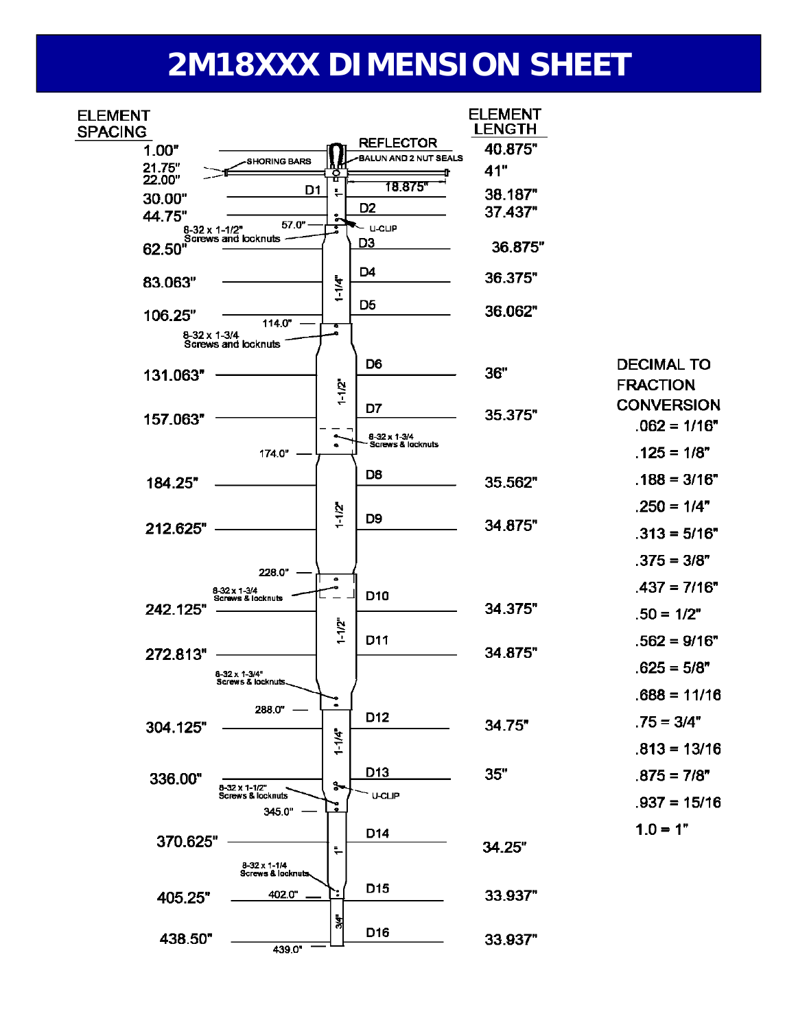# 2M18XXX DIMENSION SHEET

| ELEMENT SPACING | ELEMENT | ELEMENT LENGTH |
|---|---|---|
| 1.00" | REFLECTOR | 40.875" |
| 21.75" / 22.00" | SHORING BARS | 41" |
| 30.00" | D1 | 38.187" |
| 44.75" | D2 | 37.437" |
| 62.50" | D3 | 36.875" |
| 83.063" | D4 | 36.375" |
| 106.25" | D5 | 36.062" |
| 131.063" | D6 | 36" |
| 157.063" | D7 | 35.375" |
| 184.25" | D8 | 35.562" |
| 212.625" | D9 | 34.875" |
| 242.125" | D10 | 34.375" |
| 272.813" | D11 | 34.875" |
| 304.125" | D12 | 34.75" |
| 336.00" | D13 | 35" |
| 370.625" | D14 | 34.25" |
| 405.25" | D15 | 33.937" |
| 438.50" | D16 | 33.937" |

Diagram notes:

- BALUN AND 2 NUT SEALS
- 18.875"
- 1" (boom section)
- 57.0" — U-CLIP
- 8-32 x 1-1/2" Screws and locknuts
- 1-1/4" (boom section)
- 114.0" — 8-32 x 1-3/4 Screws and locknuts
- 1-1/2" (boom section)
- 8-32 x 1-3/4 Screws & locknuts
- 174.0"
- 1-1/2" (boom section)
- 228.0" — 8-32 x 1-3/4 Screws & locknuts
- 1-1/2" (boom section)
- 8-32 x 1-3/4" Screws & locknuts
- 288.0"
- 1-1/4" (boom section)
- 8-32 x 1-1/2" Screws & locknuts — U-CLIP
- 345.0"
- 1" (boom section)
- 8-32 x 1-1/4 Screws & locknuts
- 402.0"
- 3/4" (boom section)
- 439.0"

**DECIMAL TO FRACTION CONVERSION**

- .062 = 1/16"
- .125 = 1/8"
- .188 = 3/16"
- .250 = 1/4"
- .313 = 5/16"
- .375 = 3/8"
- .437 = 7/16"
- .50 = 1/2"
- .562 = 9/16"
- .625 = 5/8"
- .688 = 11/16
- .75 = 3/4"
- .813 = 13/16
- .875 = 7/8"
- .937 = 15/16
- 1.0 = 1"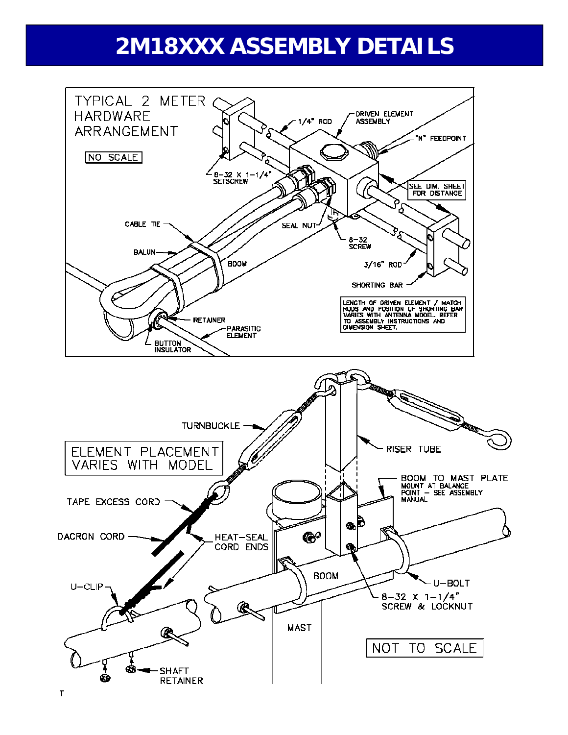# 2M18XXX ASSEMBLY DETAILS

TYPICAL 2 METER HARDWARE ARRANGEMENT

NO SCALE

1/4" ROD

DRIVEN ELEMENT ASSEMBLY

"N" FEEDPOINT

8-32 X 1-1/4" SETSCREW

SEE DIM. SHEET FOR DISTANCE

CABLE TIE

SEAL NUT

8-32 SCREW

BALUN

BOOM

3/16" ROD

SHORTING BAR

LENGTH OF DRIVEN ELEMENT / MATCH RODS AND POSITION OF SHORTING BAR VARIES WITH ANTENNA MODEL. REFER TO ASSEMBLY INSTRUCTIONS AND DIMENSION SHEET.

RETAINER

PARASITIC ELEMENT

BUTTON INSULATOR

TURNBUCKLE

RISER TUBE

ELEMENT PLACEMENT VARIES WITH MODEL

BOOM TO MAST PLATE MOUNT AT BALANCE POINT – SEE ASSEMBLY MANUAL

TAPE EXCESS CORD

DACRON CORD

HEAT-SEAL CORD ENDS

U-CLIP

BOOM

U-BOLT

8-32 X 1-1/4" SCREW & LOCKNUT

MAST

NOT TO SCALE

SHAFT RETAINER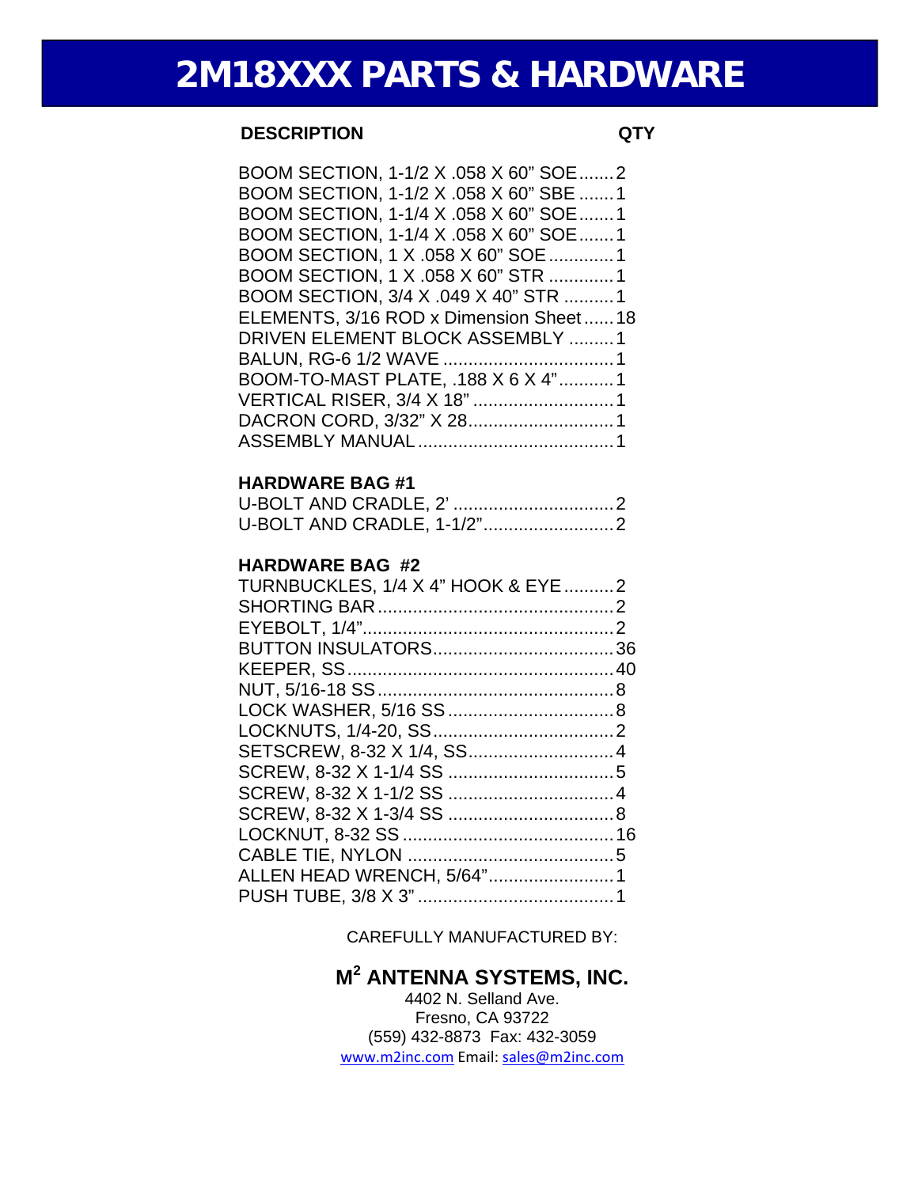# 2M18XXX PARTS & HARDWARE

| DESCRIPTION | QTY |
|---|---|
| BOOM SECTION, 1-1/2 X .058 X 60" SOE | 2 |
| BOOM SECTION, 1-1/2 X .058 X 60" SBE | 1 |
| BOOM SECTION, 1-1/4 X .058 X 60" SOE | 1 |
| BOOM SECTION, 1-1/4 X .058 X 60" SOE | 1 |
| BOOM SECTION, 1 X .058 X 60" SOE | 1 |
| BOOM SECTION, 1 X .058 X 60" STR | 1 |
| BOOM SECTION, 3/4 X .049 X 40" STR | 1 |
| ELEMENTS, 3/16 ROD x Dimension Sheet | 18 |
| DRIVEN ELEMENT BLOCK ASSEMBLY | 1 |
| BALUN, RG-6 1/2 WAVE | 1 |
| BOOM-TO-MAST PLATE, .188 X 6 X 4" | 1 |
| VERTICAL RISER, 3/4 X 18" | 1 |
| DACRON CORD, 3/32" X 28 | 1 |
| ASSEMBLY MANUAL | 1 |

### HARDWARE BAG #1

| | |
|---|---|
| U-BOLT AND CRADLE, 2' | 2 |
| U-BOLT AND CRADLE, 1-1/2" | 2 |

### HARDWARE BAG #2

| | |
|---|---|
| TURNBUCKLES, 1/4 X 4" HOOK & EYE | 2 |
| SHORTING BAR | 2 |
| EYEBOLT, 1/4" | 2 |
| BUTTON INSULATORS | 36 |
| KEEPER, SS | 40 |
| NUT, 5/16-18 SS | 8 |
| LOCK WASHER, 5/16 SS | 8 |
| LOCKNUTS, 1/4-20, SS | 2 |
| SETSCREW, 8-32 X 1/4, SS | 4 |
| SCREW, 8-32 X 1-1/4 SS | 5 |
| SCREW, 8-32 X 1-1/2 SS | 4 |
| SCREW, 8-32 X 1-3/4 SS | 8 |
| LOCKNUT, 8-32 SS | 16 |
| CABLE TIE, NYLON | 5 |
| ALLEN HEAD WRENCH, 5/64" | 1 |
| PUSH TUBE, 3/8 X 3" | 1 |

CAREFULLY MANUFACTURED BY:

**M$^2$ ANTENNA SYSTEMS, INC.**

4402 N. Selland Ave.
Fresno, CA 93722
(559) 432-8873 Fax: 432-3059
www.m2inc.com Email: sales@m2inc.com